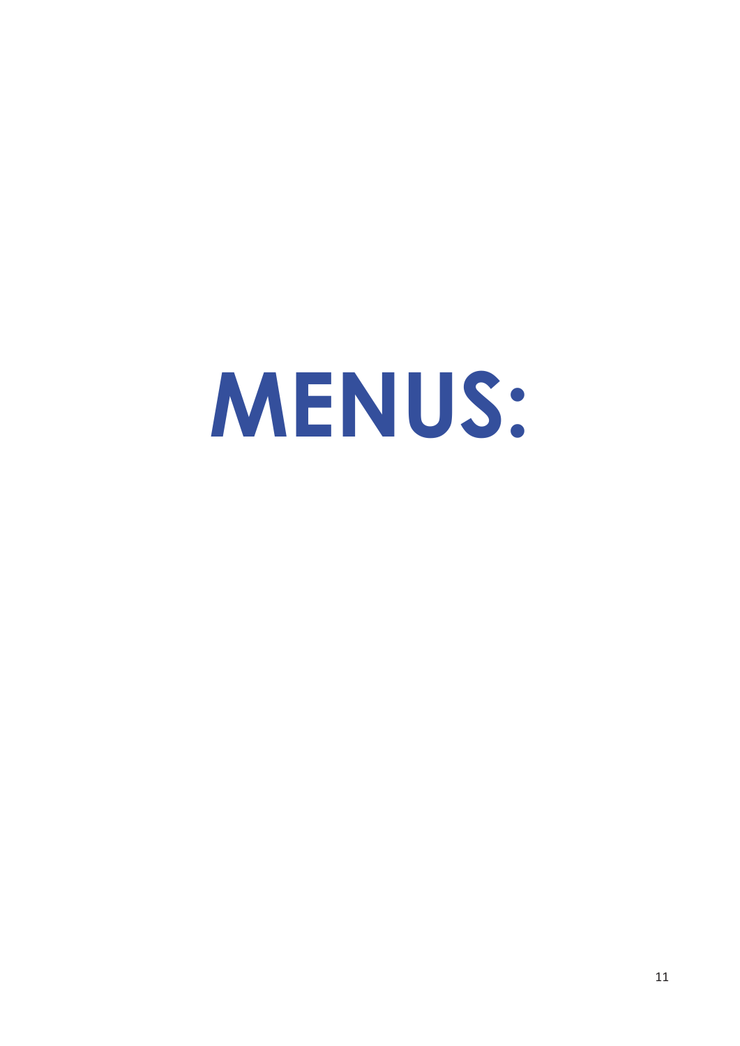# MENUS: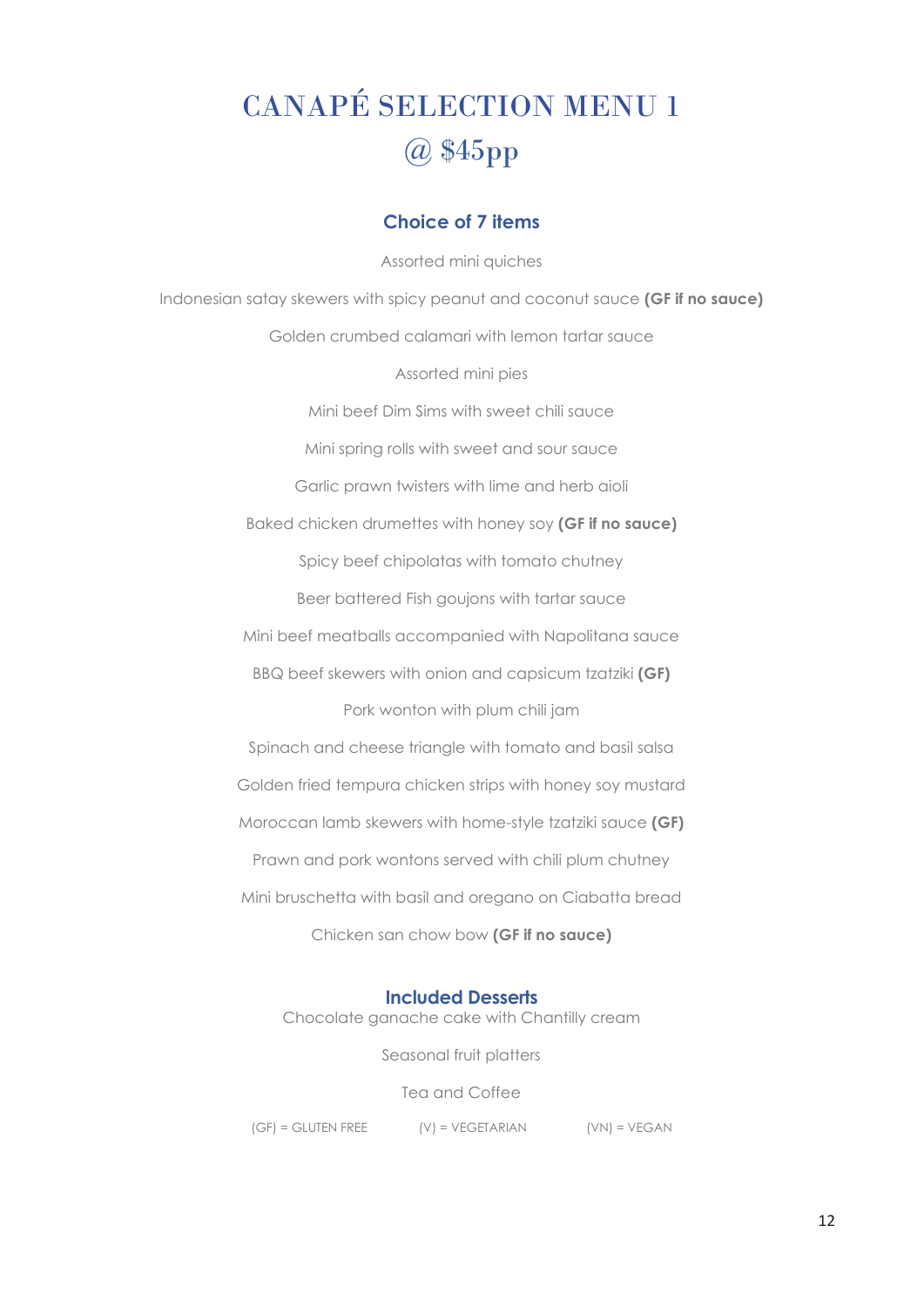# CANAPÉ SELECTION MENU 1 @ $45pp

## Choice of 7 items

Assorted mini quiches

Indonesian satay skewers with spicy peanut and coconut sauce **(GF if no sauce)**

Golden crumbed calamari with lemon tartar sauce

Assorted mini pies

Mini beef Dim Sims with sweet chili sauce

Mini spring rolls with sweet and sour sauce

Garlic prawn twisters with lime and herb aioli

Baked chicken drumettes with honey soy **(GF if no sauce)**

Spicy beef chipolatas with tomato chutney

Beer battered Fish goujons with tartar sauce

Mini beef meatballs accompanied with Napolitana sauce

BBQ beef skewers with onion and capsicum tzatziki **(GF)**

Pork wonton with plum chili jam

Spinach and cheese triangle with tomato and basil salsa

Golden fried tempura chicken strips with honey soy mustard

Moroccan lamb skewers with home-style tzatziki sauce **(GF)**

Prawn and pork wontons served with chili plum chutney

Mini bruschetta with basil and oregano on Ciabatta bread

Chicken san chow bow **(GF if no sauce)**

## Included Desserts

Chocolate ganache cake with Chantilly cream

Seasonal fruit platters

Tea and Coffee

(GF) = GLUTEN FREE (V) = VEGETARIAN (VN) = VEGAN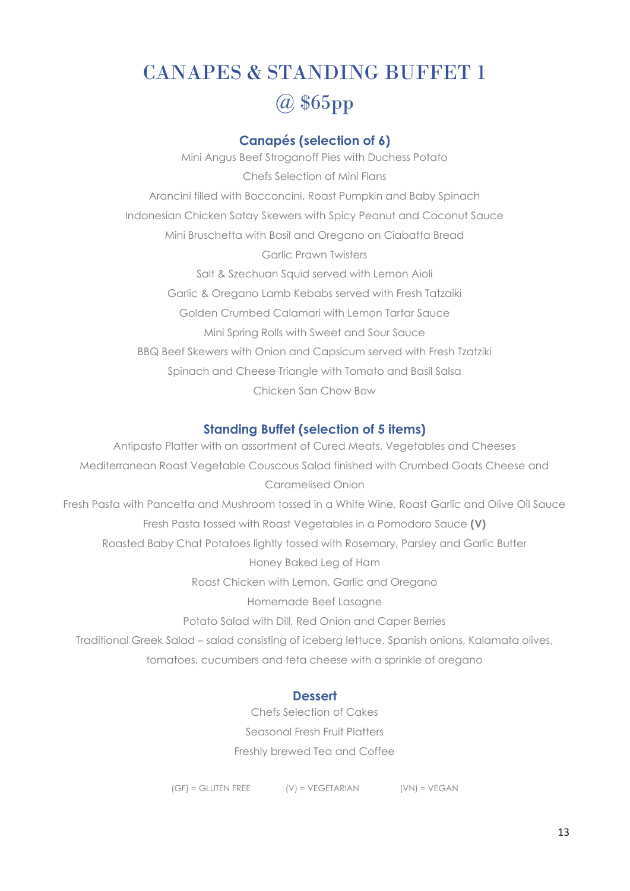# CANAPES & STANDING BUFFET 1 @ $65pp

### Canapés (selection of 6)

Mini Angus Beef Stroganoff Pies with Duchess Potato

Chefs Selection of Mini Flans

Arancini filled with Bocconcini, Roast Pumpkin and Baby Spinach

Indonesian Chicken Satay Skewers with Spicy Peanut and Coconut Sauce

Mini Bruschetta with Basil and Oregano on Ciabatta Bread

Garlic Prawn Twisters

Salt & Szechuan Squid served with Lemon Aioli

Garlic & Oregano Lamb Kebabs served with Fresh Tatzaiki

Golden Crumbed Calamari with Lemon Tartar Sauce

Mini Spring Rolls with Sweet and Sour Sauce

BBQ Beef Skewers with Onion and Capsicum served with Fresh Tzatziki

Spinach and Cheese Triangle with Tomato and Basil Salsa

Chicken San Chow Bow

### Standing Buffet (selection of 5 items)

Antipasto Platter with an assortment of Cured Meats, Vegetables and Cheeses

Mediterranean Roast Vegetable Couscous Salad finished with Crumbed Goats Cheese and Caramelised Onion

Fresh Pasta with Pancetta and Mushroom tossed in a White Wine, Roast Garlic and Olive Oil Sauce

Fresh Pasta tossed with Roast Vegetables in a Pomodoro Sauce **(V)**

Roasted Baby Chat Potatoes lightly tossed with Rosemary, Parsley and Garlic Butter

Honey Baked Leg of Ham

Roast Chicken with Lemon, Garlic and Oregano

Homemade Beef Lasagne

Potato Salad with Dill, Red Onion and Caper Berries

Traditional Greek Salad – salad consisting of iceberg lettuce, Spanish onions, Kalamata olives, tomatoes, cucumbers and feta cheese with a sprinkle of oregano

### Dessert

Chefs Selection of Cakes

Seasonal Fresh Fruit Platters

Freshly brewed Tea and Coffee

(GF) = GLUTEN FREE (V) = VEGETARIAN (VN) = VEGAN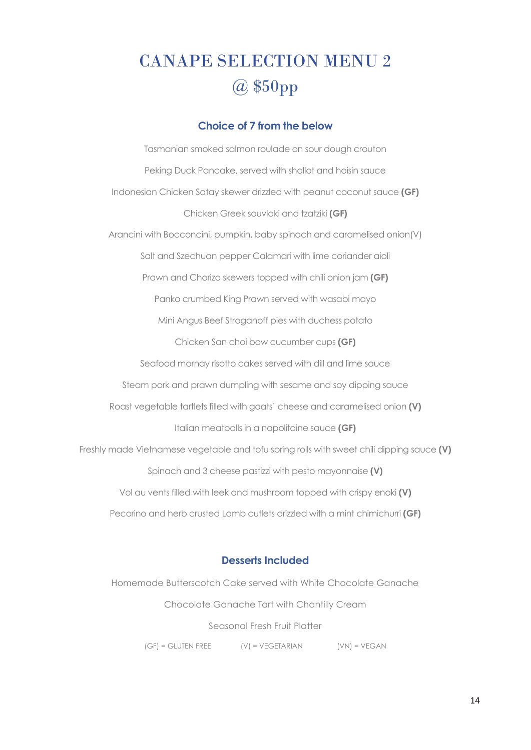# CANAPE SELECTION MENU 2 @ $50pp

### Choice of 7 from the below

Tasmanian smoked salmon roulade on sour dough crouton

Peking Duck Pancake, served with shallot and hoisin sauce

Indonesian Chicken Satay skewer drizzled with peanut coconut sauce **(GF)**

Chicken Greek souvlaki and tzatziki **(GF)**

Arancini with Bocconcini, pumpkin, baby spinach and caramelised onion(V)

Salt and Szechuan pepper Calamari with lime coriander aioli

Prawn and Chorizo skewers topped with chili onion jam **(GF)**

Panko crumbed King Prawn served with wasabi mayo

Mini Angus Beef Stroganoff pies with duchess potato

Chicken San choi bow cucumber cups **(GF)**

Seafood mornay risotto cakes served with dill and lime sauce

Steam pork and prawn dumpling with sesame and soy dipping sauce

Roast vegetable tartlets filled with goats' cheese and caramelised onion **(V)**

Italian meatballs in a napolitaine sauce **(GF)**

Freshly made Vietnamese vegetable and tofu spring rolls with sweet chili dipping sauce **(V)**

Spinach and 3 cheese pastizzi with pesto mayonnaise **(V)**

Vol au vents filled with leek and mushroom topped with crispy enoki **(V)**

Pecorino and herb crusted Lamb cutlets drizzled with a mint chimichurri **(GF)**

### Desserts Included

Homemade Butterscotch Cake served with White Chocolate Ganache

Chocolate Ganache Tart with Chantilly Cream

Seasonal Fresh Fruit Platter

(GF) = GLUTEN FREE (V) = VEGETARIAN (VN) = VEGAN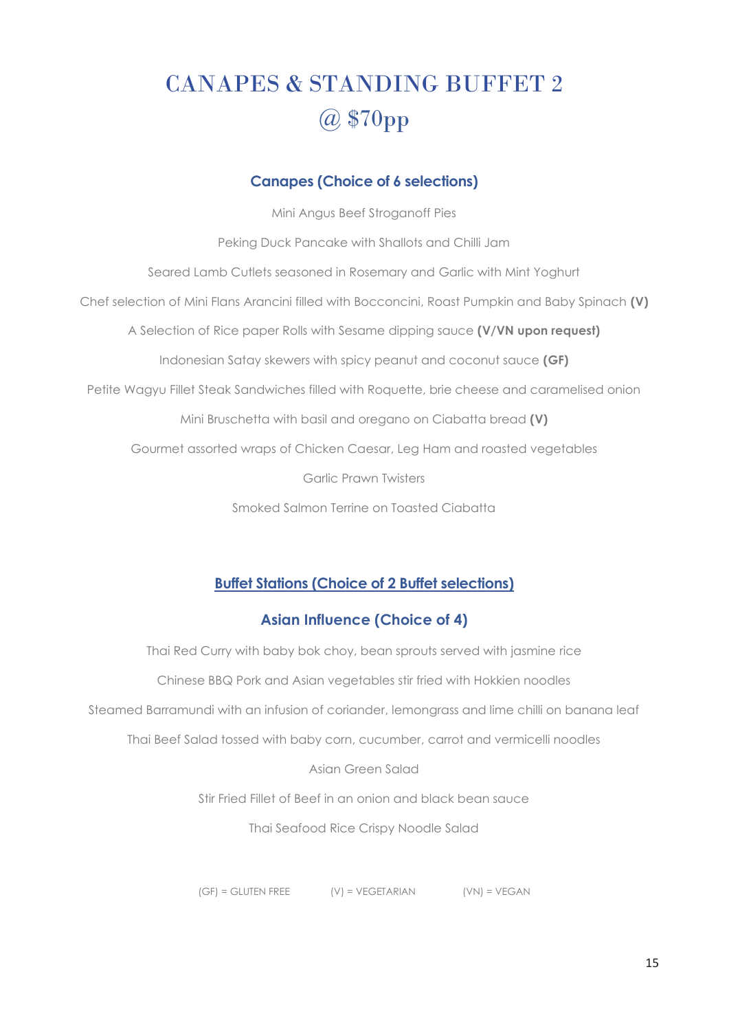# CANAPES & STANDING BUFFET 2 @ $70pp

### Canapes (Choice of 6 selections)

Mini Angus Beef Stroganoff Pies

Peking Duck Pancake with Shallots and Chilli Jam

Seared Lamb Cutlets seasoned in Rosemary and Garlic with Mint Yoghurt

Chef selection of Mini Flans Arancini filled with Bocconcini, Roast Pumpkin and Baby Spinach **(V)**

A Selection of Rice paper Rolls with Sesame dipping sauce **(V/VN upon request)**

Indonesian Satay skewers with spicy peanut and coconut sauce **(GF)**

Petite Wagyu Fillet Steak Sandwiches filled with Roquette, brie cheese and caramelised onion

Mini Bruschetta with basil and oregano on Ciabatta bread **(V)**

Gourmet assorted wraps of Chicken Caesar, Leg Ham and roasted vegetables

Garlic Prawn Twisters

Smoked Salmon Terrine on Toasted Ciabatta

### Buffet Stations (Choice of 2 Buffet selections)

### Asian Influence (Choice of 4)

Thai Red Curry with baby bok choy, bean sprouts served with jasmine rice

Chinese BBQ Pork and Asian vegetables stir fried with Hokkien noodles

Steamed Barramundi with an infusion of coriander, lemongrass and lime chilli on banana leaf

Thai Beef Salad tossed with baby corn, cucumber, carrot and vermicelli noodles

Asian Green Salad

Stir Fried Fillet of Beef in an onion and black bean sauce

Thai Seafood Rice Crispy Noodle Salad

(GF) = GLUTEN FREE (V) = VEGETARIAN (VN) = VEGAN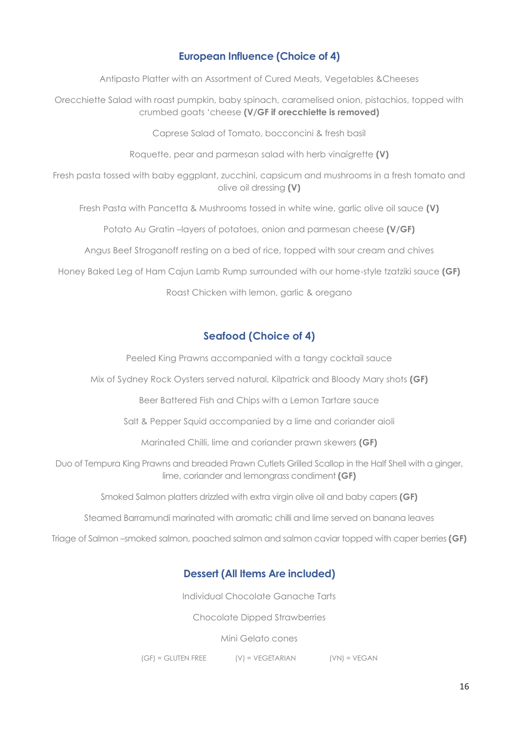## European Influence (Choice of 4)

Antipasto Platter with an Assortment of Cured Meats, Vegetables &Cheeses

Orecchiette Salad with roast pumpkin, baby spinach, caramelised onion, pistachios, topped with crumbed goats 'cheese **(V/GF if orecchiette is removed)**

Caprese Salad of Tomato, bocconcini & fresh basil

Roquette, pear and parmesan salad with herb vinaigrette **(V)**

Fresh pasta tossed with baby eggplant, zucchini, capsicum and mushrooms in a fresh tomato and olive oil dressing **(V)**

Fresh Pasta with Pancetta & Mushrooms tossed in white wine, garlic olive oil sauce **(V)**

Potato Au Gratin –layers of potatoes, onion and parmesan cheese **(V/GF)**

Angus Beef Stroganoff resting on a bed of rice, topped with sour cream and chives

Honey Baked Leg of Ham Cajun Lamb Rump surrounded with our home-style tzatziki sauce **(GF)**

Roast Chicken with lemon, garlic & oregano

## Seafood (Choice of 4)

Peeled King Prawns accompanied with a tangy cocktail sauce

Mix of Sydney Rock Oysters served natural, Kilpatrick and Bloody Mary shots **(GF)**

Beer Battered Fish and Chips with a Lemon Tartare sauce

Salt & Pepper Squid accompanied by a lime and coriander aioli

Marinated Chilli, lime and coriander prawn skewers **(GF)**

Duo of Tempura King Prawns and breaded Prawn Cutlets Grilled Scallop in the Half Shell with a ginger, lime, coriander and lemongrass condiment **(GF)**

Smoked Salmon platters drizzled with extra virgin olive oil and baby capers **(GF)**

Steamed Barramundi marinated with aromatic chilli and lime served on banana leaves

Triage of Salmon –smoked salmon, poached salmon and salmon caviar topped with caper berries **(GF)**

## Dessert (All Items Are included)

Individual Chocolate Ganache Tarts

Chocolate Dipped Strawberries

Mini Gelato cones

(GF) = GLUTEN FREE (V) = VEGETARIAN (VN) = VEGAN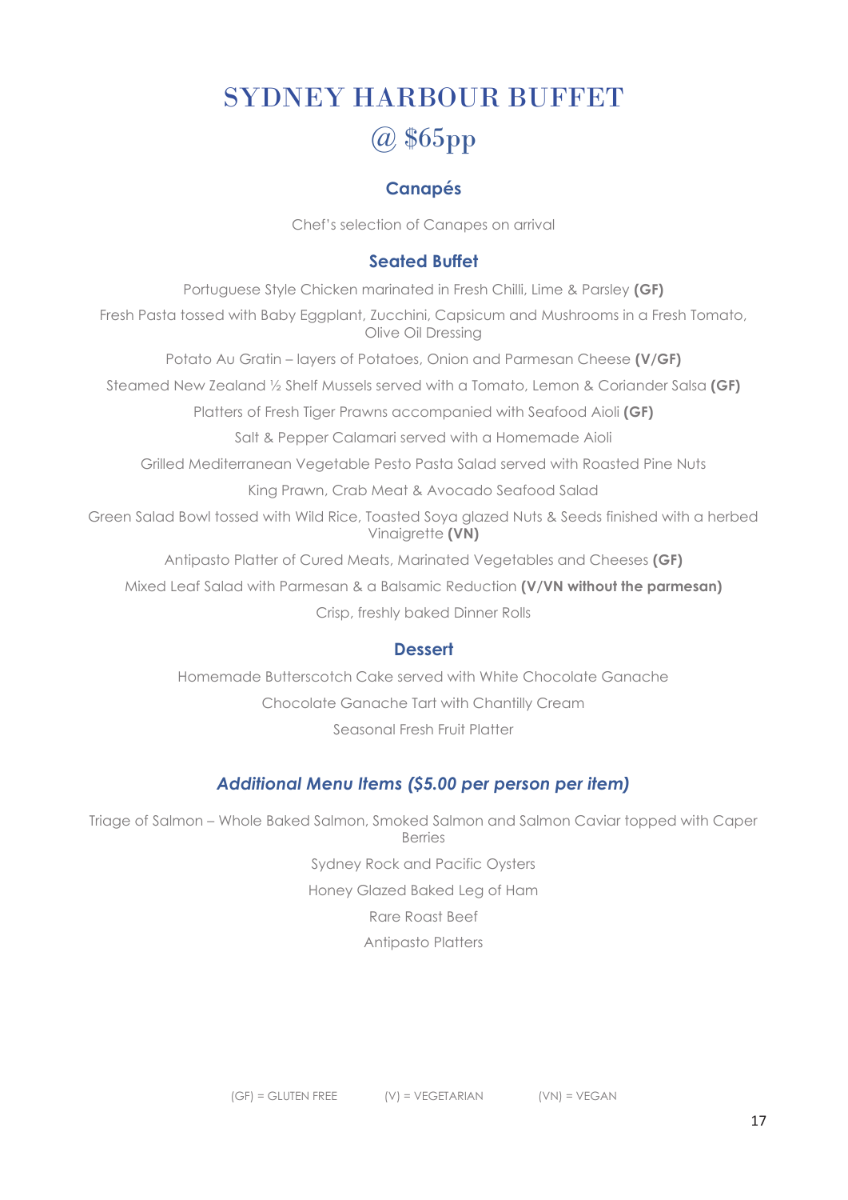# SYDNEY HARBOUR BUFFET

# @ $65pp

## Canapés

Chef's selection of Canapes on arrival

## Seated Buffet

Portuguese Style Chicken marinated in Fresh Chilli, Lime & Parsley **(GF)**

Fresh Pasta tossed with Baby Eggplant, Zucchini, Capsicum and Mushrooms in a Fresh Tomato, Olive Oil Dressing

Potato Au Gratin – layers of Potatoes, Onion and Parmesan Cheese **(V/GF)**

Steamed New Zealand ½ Shelf Mussels served with a Tomato, Lemon & Coriander Salsa **(GF)**

Platters of Fresh Tiger Prawns accompanied with Seafood Aioli **(GF)**

Salt & Pepper Calamari served with a Homemade Aioli

Grilled Mediterranean Vegetable Pesto Pasta Salad served with Roasted Pine Nuts

King Prawn, Crab Meat & Avocado Seafood Salad

Green Salad Bowl tossed with Wild Rice, Toasted Soya glazed Nuts & Seeds finished with a herbed Vinaigrette **(VN)**

Antipasto Platter of Cured Meats, Marinated Vegetables and Cheeses **(GF)**

Mixed Leaf Salad with Parmesan & a Balsamic Reduction **(V/VN without the parmesan)**

Crisp, freshly baked Dinner Rolls

## Dessert

Homemade Butterscotch Cake served with White Chocolate Ganache

Chocolate Ganache Tart with Chantilly Cream

Seasonal Fresh Fruit Platter

## *Additional Menu Items ($5.00 per person per item)*

Triage of Salmon – Whole Baked Salmon, Smoked Salmon and Salmon Caviar topped with Caper Berries

Sydney Rock and Pacific Oysters

Honey Glazed Baked Leg of Ham

Rare Roast Beef

Antipasto Platters

(GF) = GLUTEN FREE (V) = VEGETARIAN (VN) = VEGAN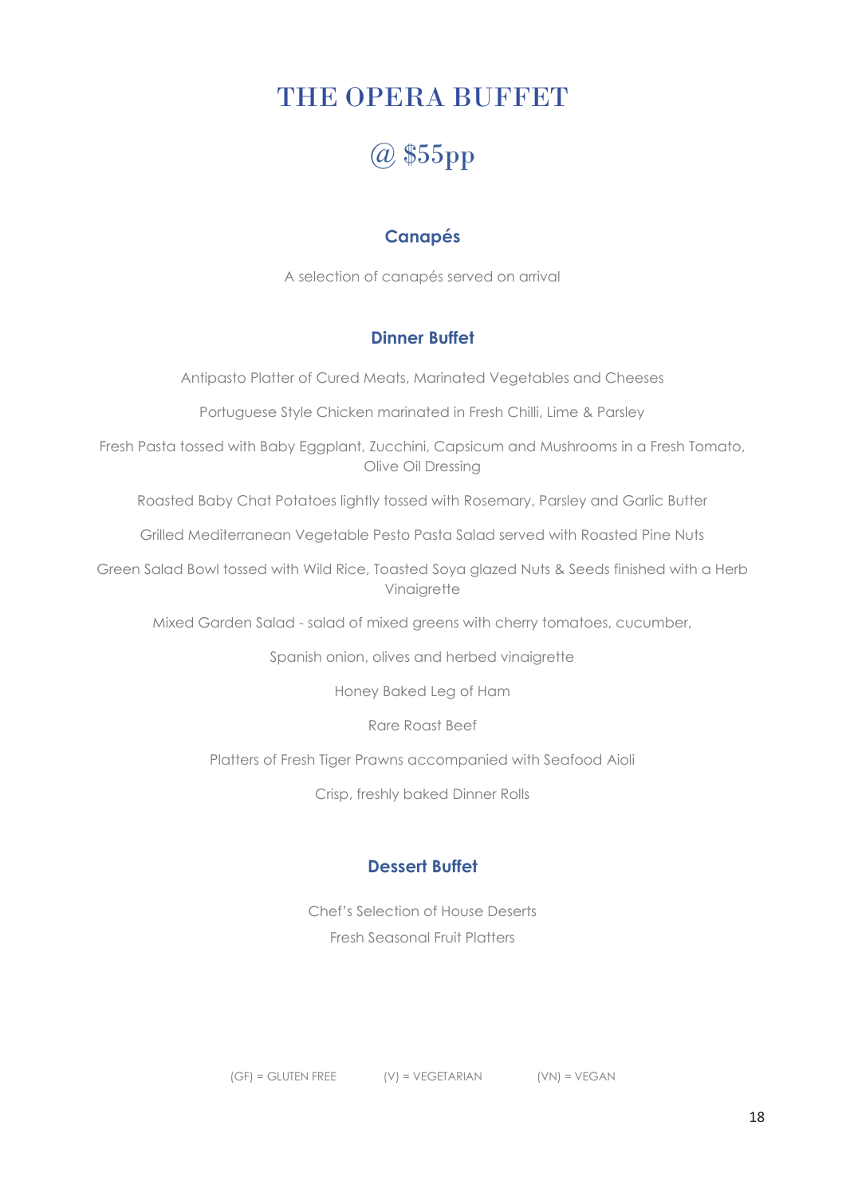# THE OPERA BUFFET

## @ $55pp

### Canapés

A selection of canapés served on arrival

### Dinner Buffet

Antipasto Platter of Cured Meats, Marinated Vegetables and Cheeses

Portuguese Style Chicken marinated in Fresh Chilli, Lime & Parsley

Fresh Pasta tossed with Baby Eggplant, Zucchini, Capsicum and Mushrooms in a Fresh Tomato, Olive Oil Dressing

Roasted Baby Chat Potatoes lightly tossed with Rosemary, Parsley and Garlic Butter

Grilled Mediterranean Vegetable Pesto Pasta Salad served with Roasted Pine Nuts

Green Salad Bowl tossed with Wild Rice, Toasted Soya glazed Nuts & Seeds finished with a Herb Vinaigrette

Mixed Garden Salad - salad of mixed greens with cherry tomatoes, cucumber,

Spanish onion, olives and herbed vinaigrette

Honey Baked Leg of Ham

Rare Roast Beef

Platters of Fresh Tiger Prawns accompanied with Seafood Aioli

Crisp, freshly baked Dinner Rolls

### Dessert Buffet

Chef's Selection of House Deserts

Fresh Seasonal Fruit Platters

(GF) = GLUTEN FREE (V) = VEGETARIAN (VN) = VEGAN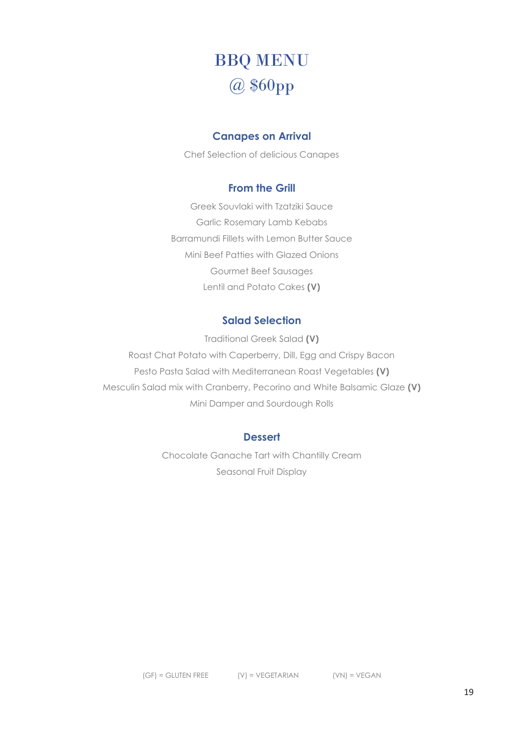# BBQ MENU
# @ $60pp

## Canapes on Arrival

Chef Selection of delicious Canapes

## From the Grill

Greek Souvlaki with Tzatziki Sauce

Garlic Rosemary Lamb Kebabs

Barramundi Fillets with Lemon Butter Sauce

Mini Beef Patties with Glazed Onions

Gourmet Beef Sausages

Lentil and Potato Cakes **(V)**

## Salad Selection

Traditional Greek Salad **(V)**

Roast Chat Potato with Caperberry, Dill, Egg and Crispy Bacon

Pesto Pasta Salad with Mediterranean Roast Vegetables **(V)**

Mesculin Salad mix with Cranberry, Pecorino and White Balsamic Glaze **(V)**

Mini Damper and Sourdough Rolls

## Dessert

Chocolate Ganache Tart with Chantilly Cream

Seasonal Fruit Display

(GF) = GLUTEN FREE (V) = VEGETARIAN (VN) = VEGAN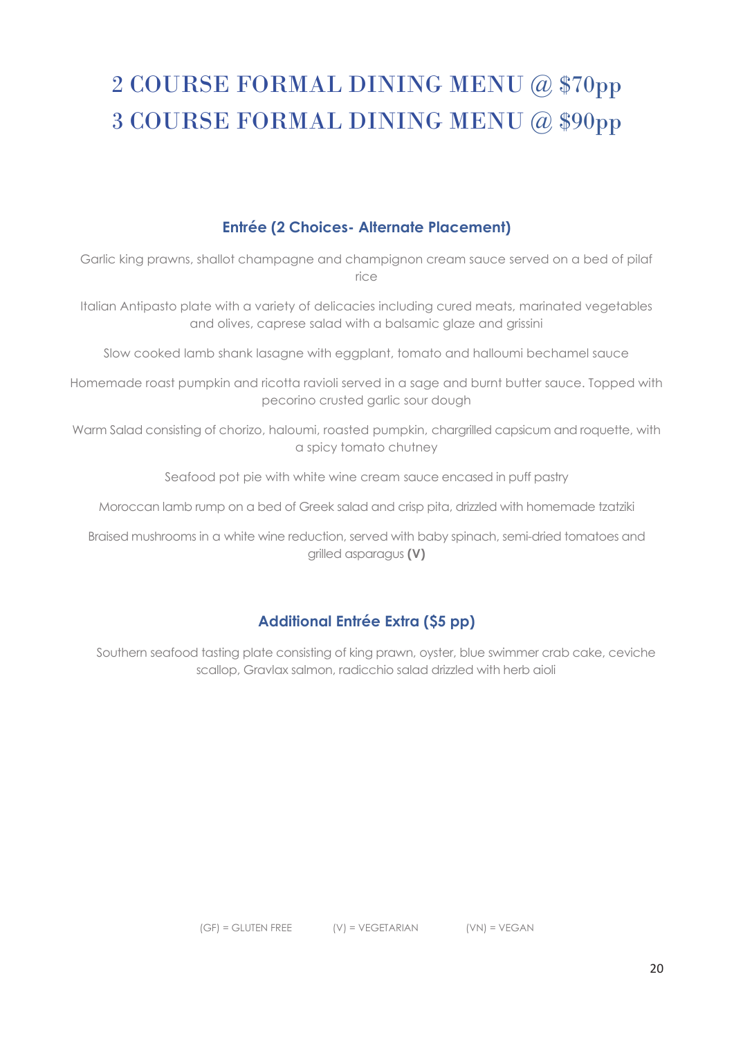# 2 COURSE FORMAL DINING MENU @ $70pp
# 3 COURSE FORMAL DINING MENU @ $90pp

### Entrée (2 Choices- Alternate Placement)

Garlic king prawns, shallot champagne and champignon cream sauce served on a bed of pilaf rice

Italian Antipasto plate with a variety of delicacies including cured meats, marinated vegetables and olives, caprese salad with a balsamic glaze and grissini

Slow cooked lamb shank lasagne with eggplant, tomato and halloumi bechamel sauce

Homemade roast pumpkin and ricotta ravioli served in a sage and burnt butter sauce. Topped with pecorino crusted garlic sour dough

Warm Salad consisting of chorizo, haloumi, roasted pumpkin, chargrilled capsicum and roquette, with a spicy tomato chutney

Seafood pot pie with white wine cream sauce encased in puff pastry

Moroccan lamb rump on a bed of Greek salad and crisp pita, drizzled with homemade tzatziki

Braised mushrooms in a white wine reduction, served with baby spinach, semi-dried tomatoes and grilled asparagus **(V)**

### Additional Entrée Extra ($5 pp)

Southern seafood tasting plate consisting of king prawn, oyster, blue swimmer crab cake, ceviche scallop, Gravlax salmon, radicchio salad drizzled with herb aioli

(GF) = GLUTEN FREE (V) = VEGETARIAN (VN) = VEGAN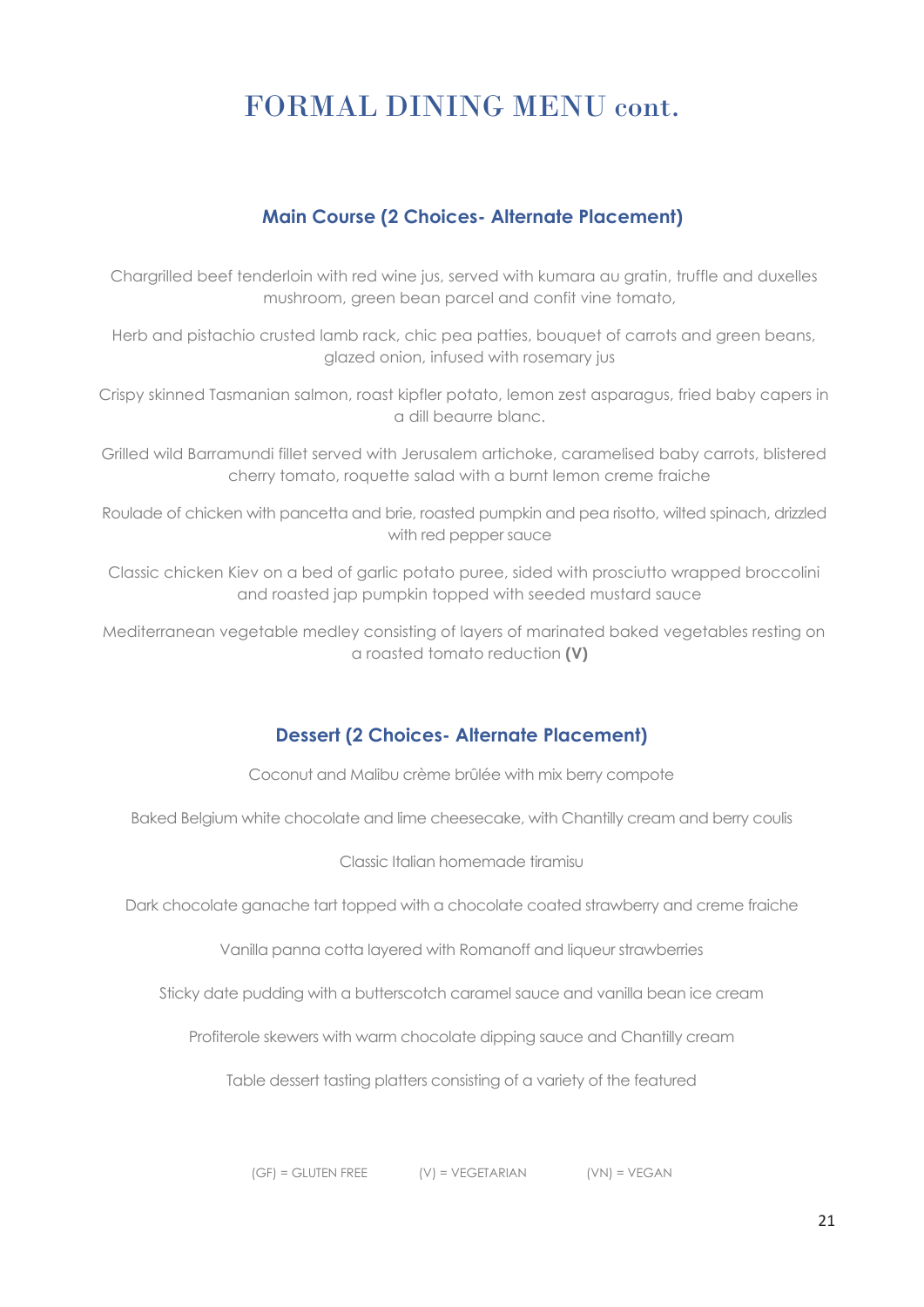# FORMAL DINING MENU cont.

### Main Course (2 Choices- Alternate Placement)

Chargrilled beef tenderloin with red wine jus, served with kumara au gratin, truffle and duxelles mushroom, green bean parcel and confit vine tomato,

Herb and pistachio crusted lamb rack, chic pea patties, bouquet of carrots and green beans, glazed onion, infused with rosemary jus

Crispy skinned Tasmanian salmon, roast kipfler potato, lemon zest asparagus, fried baby capers in a dill beaurre blanc.

Grilled wild Barramundi fillet served with Jerusalem artichoke, caramelised baby carrots, blistered cherry tomato, roquette salad with a burnt lemon creme fraiche

Roulade of chicken with pancetta and brie, roasted pumpkin and pea risotto, wilted spinach, drizzled with red pepper sauce

Classic chicken Kiev on a bed of garlic potato puree, sided with prosciutto wrapped broccolini and roasted jap pumpkin topped with seeded mustard sauce

Mediterranean vegetable medley consisting of layers of marinated baked vegetables resting on a roasted tomato reduction **(V)**

### Dessert (2 Choices- Alternate Placement)

Coconut and Malibu crème brûlée with mix berry compote

Baked Belgium white chocolate and lime cheesecake, with Chantilly cream and berry coulis

Classic Italian homemade tiramisu

Dark chocolate ganache tart topped with a chocolate coated strawberry and creme fraiche

Vanilla panna cotta layered with Romanoff and liqueur strawberries

Sticky date pudding with a butterscotch caramel sauce and vanilla bean ice cream

Profiterole skewers with warm chocolate dipping sauce and Chantilly cream

Table dessert tasting platters consisting of a variety of the featured

(GF) = GLUTEN FREE (V) = VEGETARIAN (VN) = VEGAN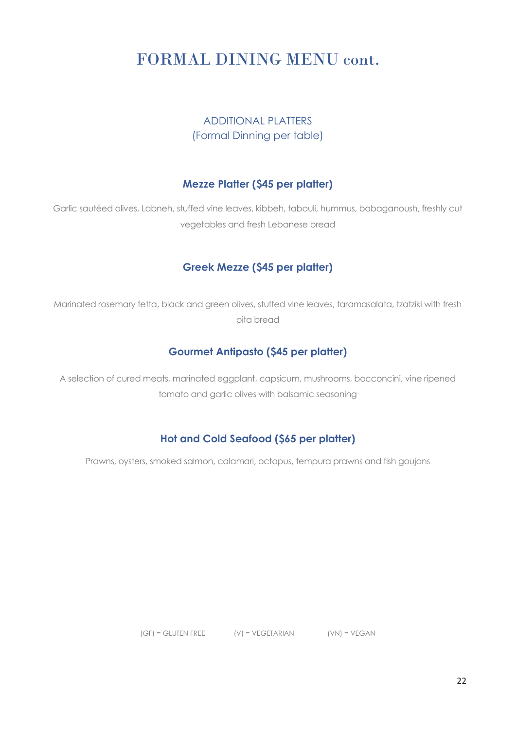# FORMAL DINING MENU cont.

## ADDITIONAL PLATTERS
(Formal Dinning per table)

### Mezze Platter ($45 per platter)

Garlic sautéed olives, Labneh, stuffed vine leaves, kibbeh, tabouli, hummus, babaganoush, freshly cut vegetables and fresh Lebanese bread

### Greek Mezze ($45 per platter)

Marinated rosemary fetta, black and green olives, stuffed vine leaves, taramasalata, tzatziki with fresh pita bread

### Gourmet Antipasto ($45 per platter)

A selection of cured meats, marinated eggplant, capsicum, mushrooms, bocconcini, vine ripened tomato and garlic olives with balsamic seasoning

### Hot and Cold Seafood ($65 per platter)

Prawns, oysters, smoked salmon, calamari, octopus, tempura prawns and fish goujons

(GF) = GLUTEN FREE (V) = VEGETARIAN (VN) = VEGAN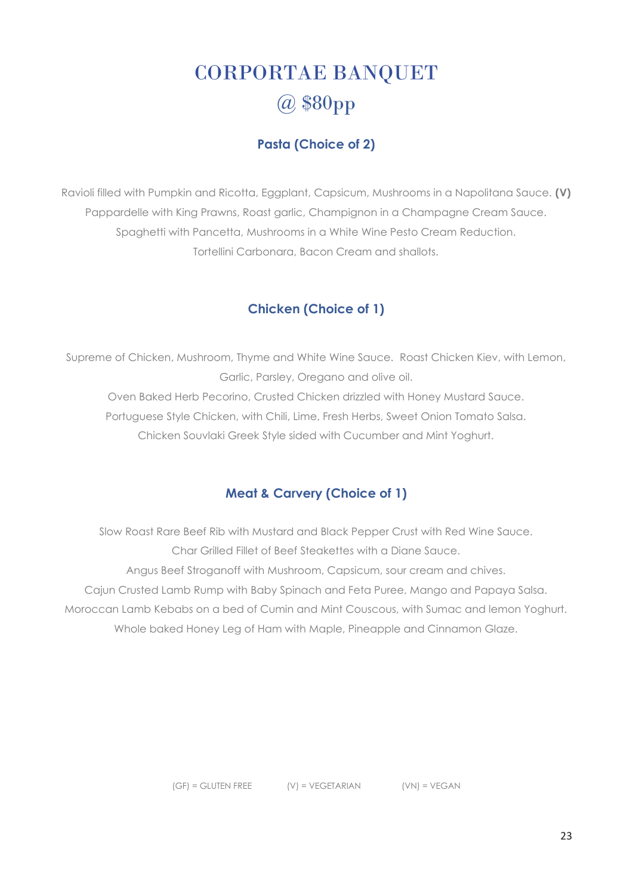# CORPORTAE BANQUET
# @ $80pp

### Pasta (Choice of 2)

Ravioli filled with Pumpkin and Ricotta, Eggplant, Capsicum, Mushrooms in a Napolitana Sauce. **(V)**
Pappardelle with King Prawns, Roast garlic, Champignon in a Champagne Cream Sauce.
Spaghetti with Pancetta, Mushrooms in a White Wine Pesto Cream Reduction.
Tortellini Carbonara, Bacon Cream and shallots.

### Chicken (Choice of 1)

Supreme of Chicken, Mushroom, Thyme and White Wine Sauce. Roast Chicken Kiev, with Lemon, Garlic, Parsley, Oregano and olive oil.
Oven Baked Herb Pecorino, Crusted Chicken drizzled with Honey Mustard Sauce.
Portuguese Style Chicken, with Chili, Lime, Fresh Herbs, Sweet Onion Tomato Salsa.
Chicken Souvlaki Greek Style sided with Cucumber and Mint Yoghurt.

### Meat & Carvery (Choice of 1)

Slow Roast Rare Beef Rib with Mustard and Black Pepper Crust with Red Wine Sauce.
Char Grilled Fillet of Beef Steakettes with a Diane Sauce.
Angus Beef Stroganoff with Mushroom, Capsicum, sour cream and chives.
Cajun Crusted Lamb Rump with Baby Spinach and Feta Puree, Mango and Papaya Salsa.
Moroccan Lamb Kebabs on a bed of Cumin and Mint Couscous, with Sumac and lemon Yoghurt.
Whole baked Honey Leg of Ham with Maple, Pineapple and Cinnamon Glaze.

(GF) = GLUTEN FREE (V) = VEGETARIAN (VN) = VEGAN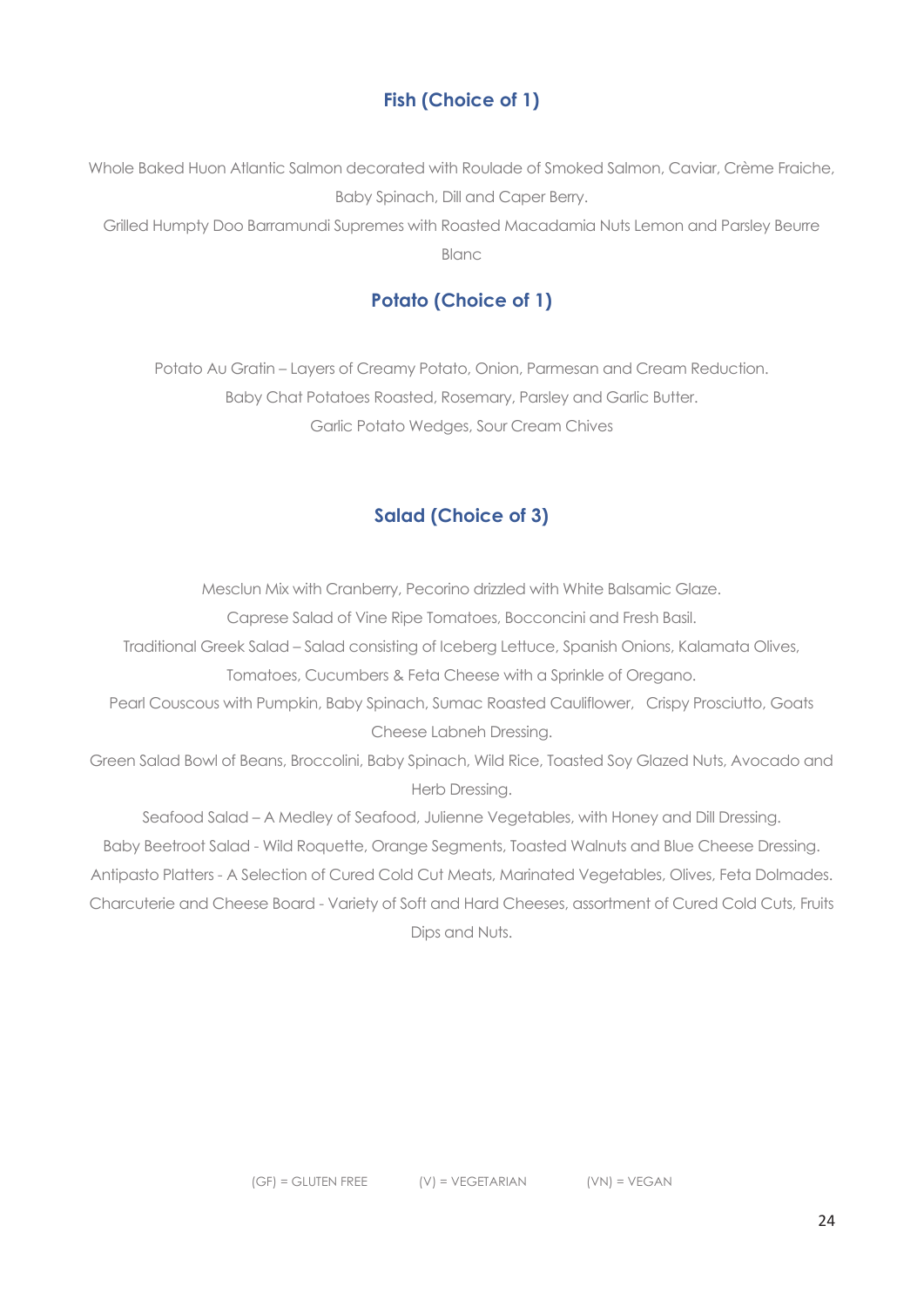## Fish (Choice of 1)

Whole Baked Huon Atlantic Salmon decorated with Roulade of Smoked Salmon, Caviar, Crème Fraiche, Baby Spinach, Dill and Caper Berry.

Grilled Humpty Doo Barramundi Supremes with Roasted Macadamia Nuts Lemon and Parsley Beurre Blanc

## Potato (Choice of 1)

Potato Au Gratin – Layers of Creamy Potato, Onion, Parmesan and Cream Reduction.

Baby Chat Potatoes Roasted, Rosemary, Parsley and Garlic Butter.

Garlic Potato Wedges, Sour Cream Chives

## Salad (Choice of 3)

Mesclun Mix with Cranberry, Pecorino drizzled with White Balsamic Glaze.

Caprese Salad of Vine Ripe Tomatoes, Bocconcini and Fresh Basil.

Traditional Greek Salad – Salad consisting of Iceberg Lettuce, Spanish Onions, Kalamata Olives, Tomatoes, Cucumbers & Feta Cheese with a Sprinkle of Oregano.

Pearl Couscous with Pumpkin, Baby Spinach, Sumac Roasted Cauliflower, Crispy Prosciutto, Goats Cheese Labneh Dressing.

Green Salad Bowl of Beans, Broccolini, Baby Spinach, Wild Rice, Toasted Soy Glazed Nuts, Avocado and Herb Dressing.

Seafood Salad – A Medley of Seafood, Julienne Vegetables, with Honey and Dill Dressing.

Baby Beetroot Salad - Wild Roquette, Orange Segments, Toasted Walnuts and Blue Cheese Dressing.

Antipasto Platters - A Selection of Cured Cold Cut Meats, Marinated Vegetables, Olives, Feta Dolmades.

Charcuterie and Cheese Board - Variety of Soft and Hard Cheeses, assortment of Cured Cold Cuts, Fruits Dips and Nuts.

(GF) = GLUTEN FREE (V) = VEGETARIAN (VN) = VEGAN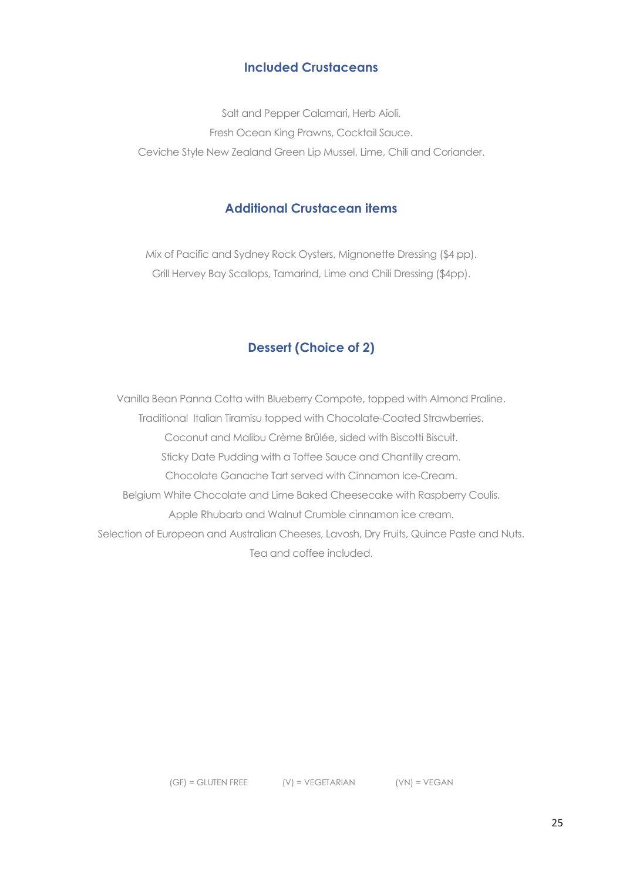## Included Crustaceans

Salt and Pepper Calamari, Herb Aioli.
Fresh Ocean King Prawns, Cocktail Sauce.
Ceviche Style New Zealand Green Lip Mussel, Lime, Chili and Coriander.

## Additional Crustacean items

Mix of Pacific and Sydney Rock Oysters, Mignonette Dressing ($4 pp).
Grill Hervey Bay Scallops, Tamarind, Lime and Chili Dressing ($4pp).

## Dessert (Choice of 2)

Vanilla Bean Panna Cotta with Blueberry Compote, topped with Almond Praline.
Traditional  Italian Tiramisu topped with Chocolate-Coated Strawberries.
Coconut and Malibu Crème Brûlée, sided with Biscotti Biscuit.
Sticky Date Pudding with a Toffee Sauce and Chantilly cream.
Chocolate Ganache Tart served with Cinnamon Ice-Cream.
Belgium White Chocolate and Lime Baked Cheesecake with Raspberry Coulis.
Apple Rhubarb and Walnut Crumble cinnamon ice cream.
Selection of European and Australian Cheeses, Lavosh, Dry Fruits, Quince Paste and Nuts.
Tea and coffee included.

(GF) = GLUTEN FREE (V) = VEGETARIAN (VN) = VEGAN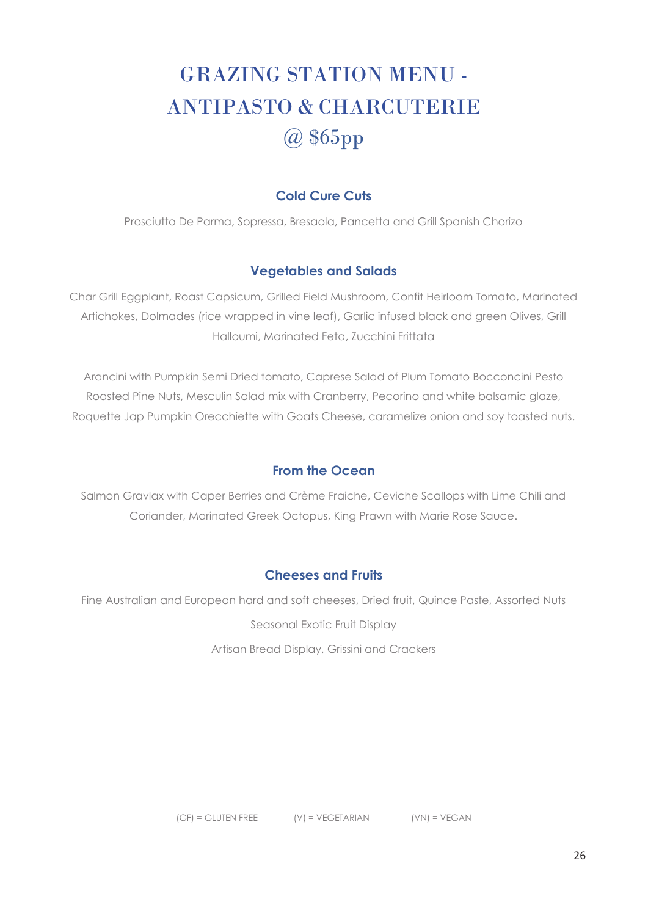# GRAZING STATION MENU - ANTIPASTO & CHARCUTERIE @ $65pp

### Cold Cure Cuts

Prosciutto De Parma, Sopressa, Bresaola, Pancetta and Grill Spanish Chorizo

### Vegetables and Salads

Char Grill Eggplant, Roast Capsicum, Grilled Field Mushroom, Confit Heirloom Tomato, Marinated Artichokes, Dolmades (rice wrapped in vine leaf), Garlic infused black and green Olives, Grill Halloumi, Marinated Feta, Zucchini Frittata

Arancini with Pumpkin Semi Dried tomato, Caprese Salad of Plum Tomato Bocconcini Pesto Roasted Pine Nuts, Mesculin Salad mix with Cranberry, Pecorino and white balsamic glaze, Roquette Jap Pumpkin Orecchiette with Goats Cheese, caramelize onion and soy toasted nuts.

### From the Ocean

Salmon Gravlax with Caper Berries and Crème Fraiche, Ceviche Scallops with Lime Chili and Coriander, Marinated Greek Octopus, King Prawn with Marie Rose Sauce.

### Cheeses and Fruits

Fine Australian and European hard and soft cheeses, Dried fruit, Quince Paste, Assorted Nuts

Seasonal Exotic Fruit Display

Artisan Bread Display, Grissini and Crackers

(GF) = GLUTEN FREE (V) = VEGETARIAN (VN) = VEGAN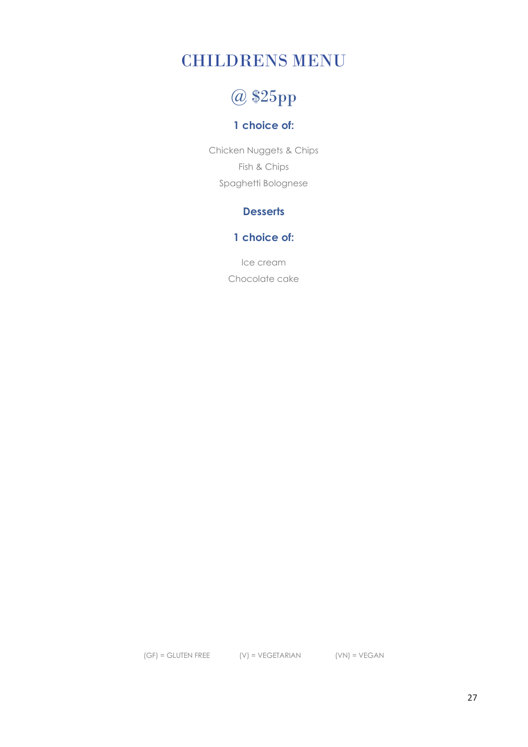# CHILDRENS MENU

## @ $25pp

**1 choice of:**

Chicken Nuggets & Chips

Fish & Chips

Spaghetti Bolognese

**Desserts**

**1 choice of:**

Ice cream

Chocolate cake

(GF) = GLUTEN FREE (V) = VEGETARIAN (VN) = VEGAN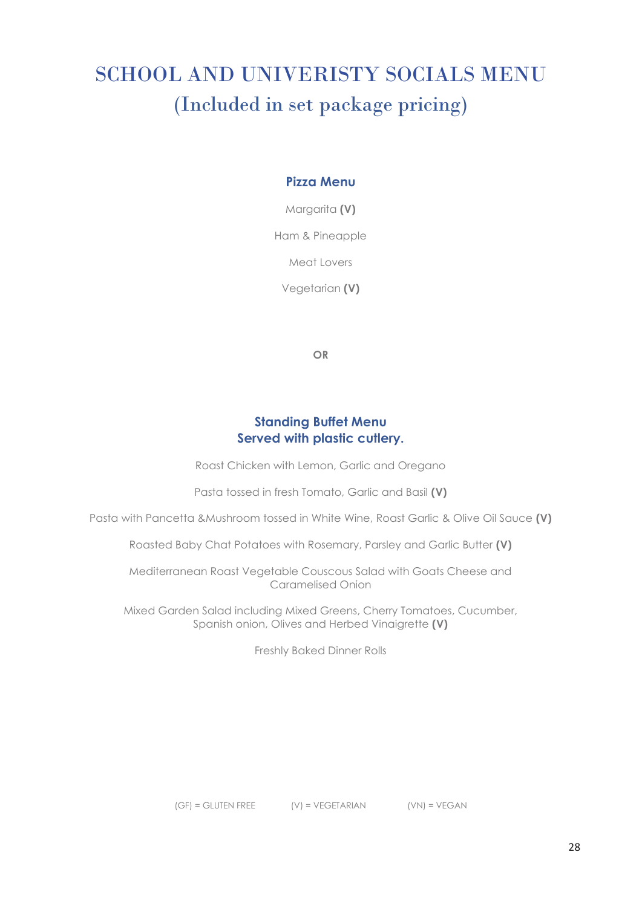# SCHOOL AND UNIVERISTY SOCIALS MENU
## (Included in set package pricing)

### Pizza Menu

Margarita **(V)**

Ham & Pineapple

Meat Lovers

Vegetarian **(V)**

**OR**

### Standing Buffet Menu
### Served with plastic cutlery.

Roast Chicken with Lemon, Garlic and Oregano

Pasta tossed in fresh Tomato, Garlic and Basil **(V)**

Pasta with Pancetta &Mushroom tossed in White Wine, Roast Garlic & Olive Oil Sauce **(V)**

Roasted Baby Chat Potatoes with Rosemary, Parsley and Garlic Butter **(V)**

Mediterranean Roast Vegetable Couscous Salad with Goats Cheese and Caramelised Onion

Mixed Garden Salad including Mixed Greens, Cherry Tomatoes, Cucumber, Spanish onion, Olives and Herbed Vinaigrette **(V)**

Freshly Baked Dinner Rolls

(GF) = GLUTEN FREE (V) = VEGETARIAN (VN) = VEGAN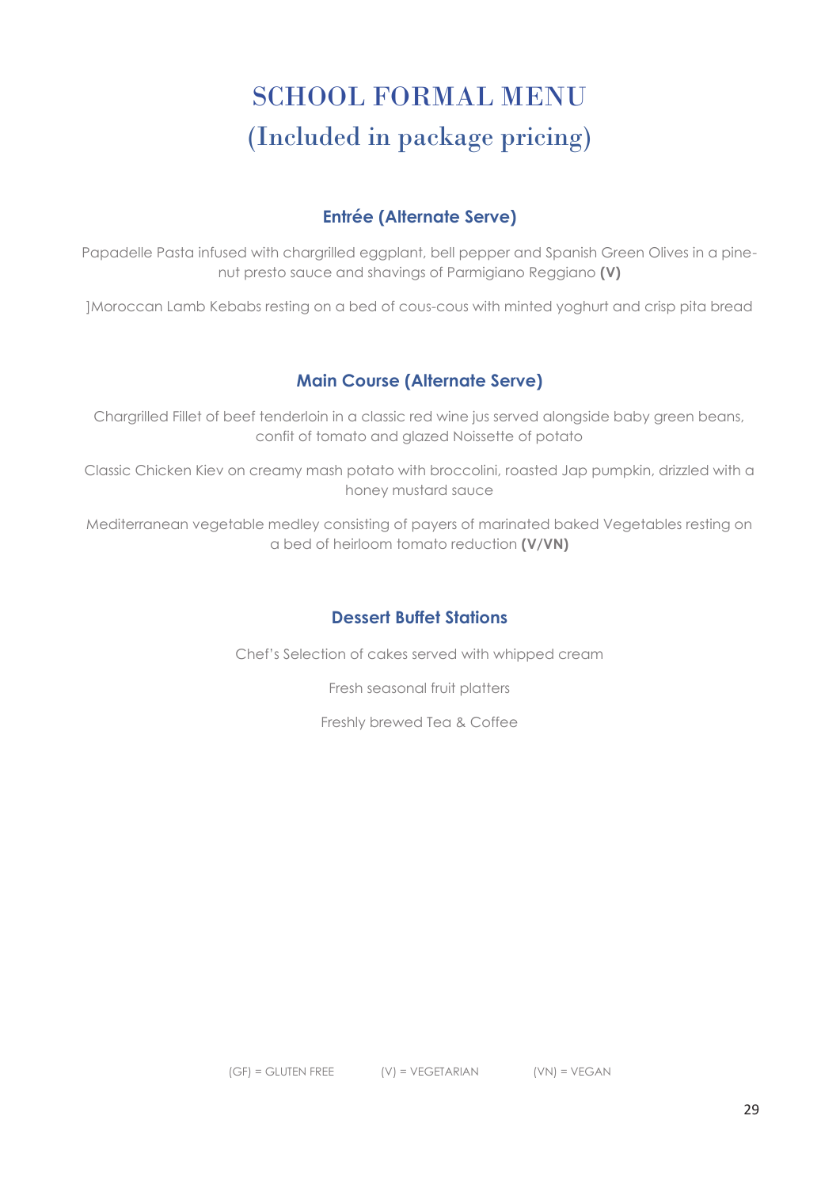# SCHOOL FORMAL MENU
# (Included in package pricing)

### Entrée (Alternate Serve)

Papadelle Pasta infused with chargrilled eggplant, bell pepper and Spanish Green Olives in a pine-nut presto sauce and shavings of Parmigiano Reggiano **(V)**

]Moroccan Lamb Kebabs resting on a bed of cous-cous with minted yoghurt and crisp pita bread

### Main Course (Alternate Serve)

Chargrilled Fillet of beef tenderloin in a classic red wine jus served alongside baby green beans, confit of tomato and glazed Noissette of potato

Classic Chicken Kiev on creamy mash potato with broccolini, roasted Jap pumpkin, drizzled with a honey mustard sauce

Mediterranean vegetable medley consisting of payers of marinated baked Vegetables resting on a bed of heirloom tomato reduction **(V/VN)**

### Dessert Buffet Stations

Chef's Selection of cakes served with whipped cream

Fresh seasonal fruit platters

Freshly brewed Tea & Coffee

(GF) = GLUTEN FREE (V) = VEGETARIAN (VN) = VEGAN